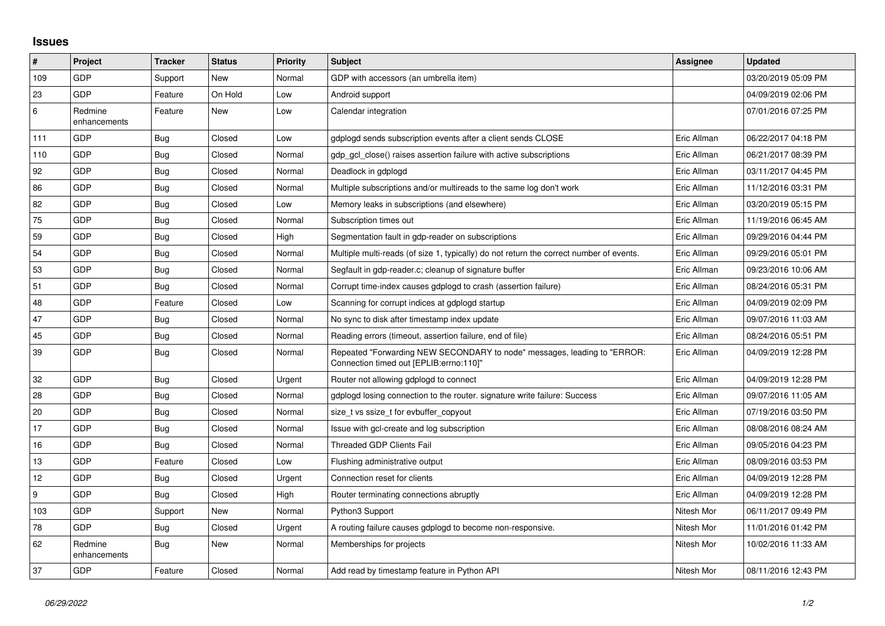# Issues

| # | Project | Tracker | Status | Priority | Subject | Assignee | Updated |
|---|---|---|---|---|---|---|---|
| 109 | GDP | Support | New | Normal | GDP with accessors (an umbrella item) | | 03/20/2019 05:09 PM |
| 23 | GDP | Feature | On Hold | Low | Android support | | 04/09/2019 02:06 PM |
| 6 | Redmine enhancements | Feature | New | Low | Calendar integration | | 07/01/2016 07:25 PM |
| 111 | GDP | Bug | Closed | Low | gdplogd sends subscription events after a client sends CLOSE | Eric Allman | 06/22/2017 04:18 PM |
| 110 | GDP | Bug | Closed | Normal | gdp_gcl_close() raises assertion failure with active subscriptions | Eric Allman | 06/21/2017 08:39 PM |
| 92 | GDP | Bug | Closed | Normal | Deadlock in gdplogd | Eric Allman | 03/11/2017 04:45 PM |
| 86 | GDP | Bug | Closed | Normal | Multiple subscriptions and/or multireads to the same log don't work | Eric Allman | 11/12/2016 03:31 PM |
| 82 | GDP | Bug | Closed | Low | Memory leaks in subscriptions (and elsewhere) | Eric Allman | 03/20/2019 05:15 PM |
| 75 | GDP | Bug | Closed | Normal | Subscription times out | Eric Allman | 11/19/2016 06:45 AM |
| 59 | GDP | Bug | Closed | High | Segmentation fault in gdp-reader on subscriptions | Eric Allman | 09/29/2016 04:44 PM |
| 54 | GDP | Bug | Closed | Normal | Multiple multi-reads (of size 1, typically) do not return the correct number of events. | Eric Allman | 09/29/2016 05:01 PM |
| 53 | GDP | Bug | Closed | Normal | Segfault in gdp-reader.c; cleanup of signature buffer | Eric Allman | 09/23/2016 10:06 AM |
| 51 | GDP | Bug | Closed | Normal | Corrupt time-index causes gdplogd to crash (assertion failure) | Eric Allman | 08/24/2016 05:31 PM |
| 48 | GDP | Feature | Closed | Low | Scanning for corrupt indices at gdplogd startup | Eric Allman | 04/09/2019 02:09 PM |
| 47 | GDP | Bug | Closed | Normal | No sync to disk after timestamp index update | Eric Allman | 09/07/2016 11:03 AM |
| 45 | GDP | Bug | Closed | Normal | Reading errors (timeout, assertion failure, end of file) | Eric Allman | 08/24/2016 05:51 PM |
| 39 | GDP | Bug | Closed | Normal | Repeated "Forwarding NEW SECONDARY to node" messages, leading to "ERROR: Connection timed out [EPLIB:errno:110]" | Eric Allman | 04/09/2019 12:28 PM |
| 32 | GDP | Bug | Closed | Urgent | Router not allowing gdplogd to connect | Eric Allman | 04/09/2019 12:28 PM |
| 28 | GDP | Bug | Closed | Normal | gdplogd losing connection to the router. signature write failure: Success | Eric Allman | 09/07/2016 11:05 AM |
| 20 | GDP | Bug | Closed | Normal | size_t vs ssize_t for evbuffer_copyout | Eric Allman | 07/19/2016 03:50 PM |
| 17 | GDP | Bug | Closed | Normal | Issue with gcl-create and log subscription | Eric Allman | 08/08/2016 08:24 AM |
| 16 | GDP | Bug | Closed | Normal | Threaded GDP Clients Fail | Eric Allman | 09/05/2016 04:23 PM |
| 13 | GDP | Feature | Closed | Low | Flushing administrative output | Eric Allman | 08/09/2016 03:53 PM |
| 12 | GDP | Bug | Closed | Urgent | Connection reset for clients | Eric Allman | 04/09/2019 12:28 PM |
| 9 | GDP | Bug | Closed | High | Router terminating connections abruptly | Eric Allman | 04/09/2019 12:28 PM |
| 103 | GDP | Support | New | Normal | Python3 Support | Nitesh Mor | 06/11/2017 09:49 PM |
| 78 | GDP | Bug | Closed | Urgent | A routing failure causes gdplogd to become non-responsive. | Nitesh Mor | 11/01/2016 01:42 PM |
| 62 | Redmine enhancements | Bug | New | Normal | Memberships for projects | Nitesh Mor | 10/02/2016 11:33 AM |
| 37 | GDP | Feature | Closed | Normal | Add read by timestamp feature in Python API | Nitesh Mor | 08/11/2016 12:43 PM |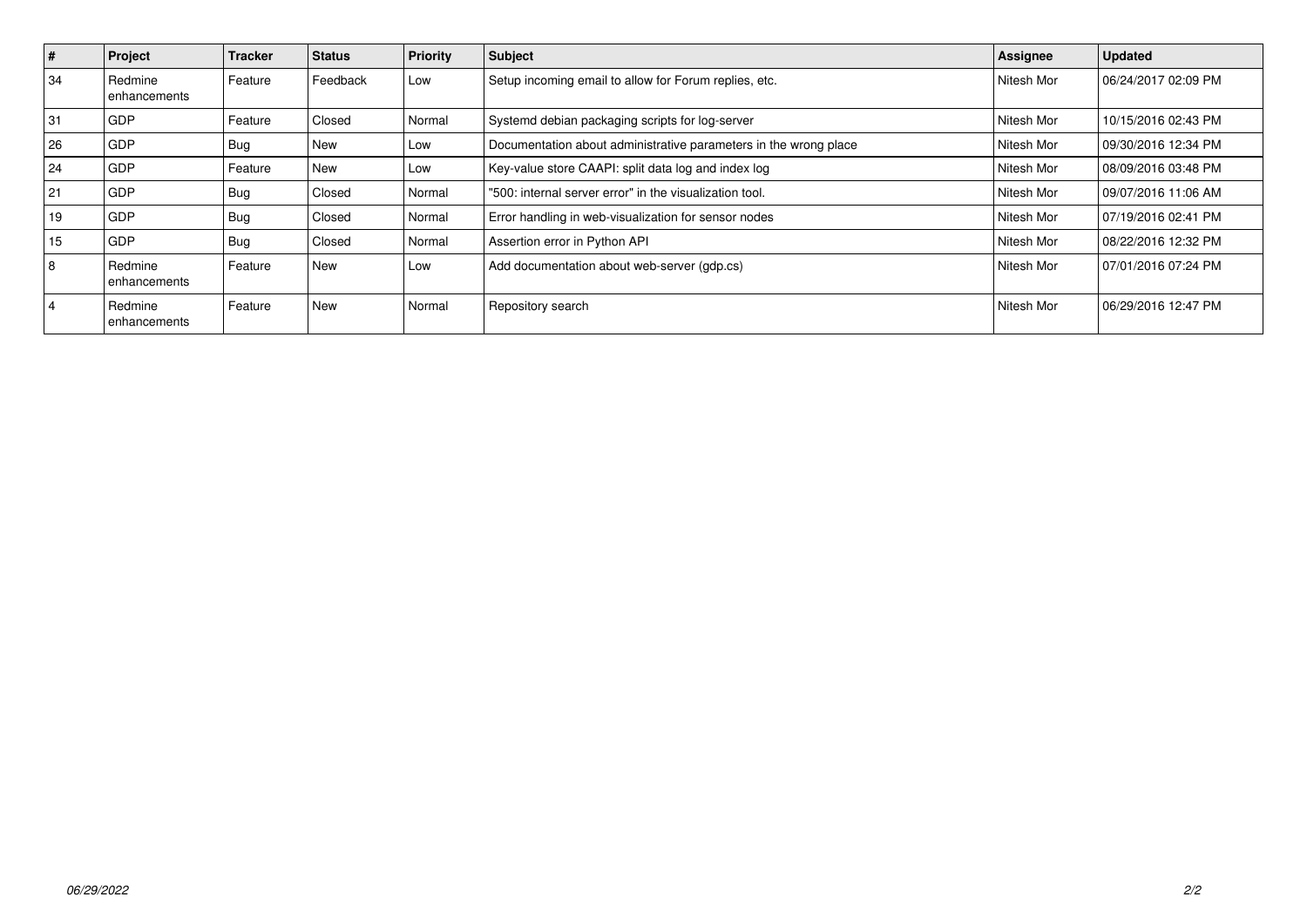| # | Project | Tracker | Status | Priority | Subject | Assignee | Updated |
|---|---|---|---|---|---|---|---|
| 34 | Redmine enhancements | Feature | Feedback | Low | Setup incoming email to allow for Forum replies, etc. | Nitesh Mor | 06/24/2017 02:09 PM |
| 31 | GDP | Feature | Closed | Normal | Systemd debian packaging scripts for log-server | Nitesh Mor | 10/15/2016 02:43 PM |
| 26 | GDP | Bug | New | Low | Documentation about administrative parameters in the wrong place | Nitesh Mor | 09/30/2016 12:34 PM |
| 24 | GDP | Feature | New | Low | Key-value store CAAPI: split data log and index log | Nitesh Mor | 08/09/2016 03:48 PM |
| 21 | GDP | Bug | Closed | Normal | "500: internal server error" in the visualization tool. | Nitesh Mor | 09/07/2016 11:06 AM |
| 19 | GDP | Bug | Closed | Normal | Error handling in web-visualization for sensor nodes | Nitesh Mor | 07/19/2016 02:41 PM |
| 15 | GDP | Bug | Closed | Normal | Assertion error in Python API | Nitesh Mor | 08/22/2016 12:32 PM |
| 8 | Redmine enhancements | Feature | New | Low | Add documentation about web-server (gdp.cs) | Nitesh Mor | 07/01/2016 07:24 PM |
| 4 | Redmine enhancements | Feature | New | Normal | Repository search | Nitesh Mor | 06/29/2016 12:47 PM |